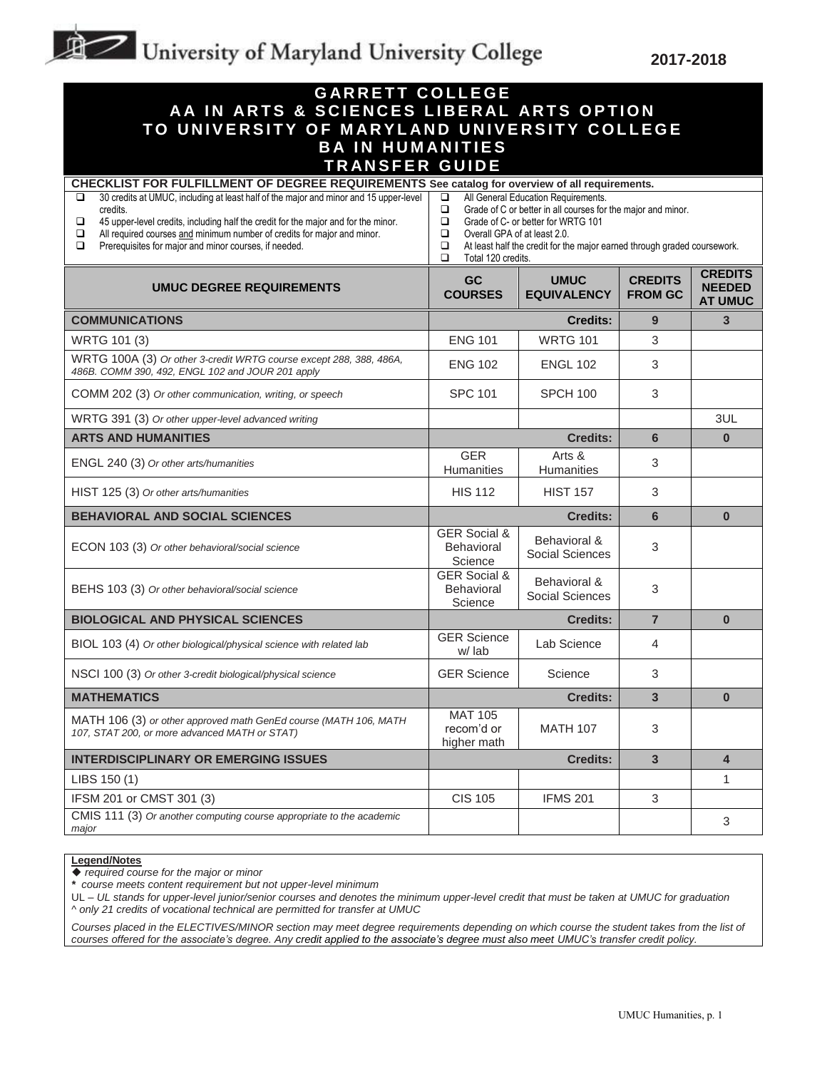# University of Maryland University College

**2017-2018**

## GARRETT COLLEGE
## AA IN ARTS & SCIENCES LIBERAL ARTS OPTION
## TO UNIVERSITY OF MARYLAND UNIVERSITY COLLEGE
## BA IN HUMANITIES
## TRANSFER GUIDE

**CHECKLIST FOR FULFILLMENT OF DEGREE REQUIREMENTS** See catalog for overview of all requirements.

- ❑ 30 credits at UMUC, including at least half of the major and minor and 15 upper-level credits.
- ❑ 45 upper-level credits, including half the credit for the major and for the minor.
- ❑ All required courses and minimum number of credits for major and minor.
- ❑ Prerequisites for major and minor courses, if needed.
- ❑ All General Education Requirements.
- ❑ Grade of C or better in all courses for the major and minor.
- ❑ Grade of C- or better for WRTG 101
- ❑ Overall GPA of at least 2.0.
- ❑ At least half the credit for the major earned through graded coursework.
- ❑ Total 120 credits.

| UMUC DEGREE REQUIREMENTS | GC COURSES | UMUC EQUIVALENCY | CREDITS FROM GC | CREDITS NEEDED AT UMUC |
|---|---|---|---|---|
| **COMMUNICATIONS** | | **Credits:** | **9** | **3** |
| WRTG 101 (3) | ENG 101 | WRTG 101 | 3 | |
| WRTG 100A (3) *Or other 3-credit WRTG course except 288, 388, 486A, 486B. COMM 390, 492, ENGL 102 and JOUR 201 apply* | ENG 102 | ENGL 102 | 3 | |
| COMM 202 (3) *Or other communication, writing, or speech* | SPC 101 | SPCH 100 | 3 | |
| WRTG 391 (3) *Or other upper-level advanced writing* | | | | 3UL |
| **ARTS AND HUMANITIES** | | **Credits:** | **6** | **0** |
| ENGL 240 (3) *Or other arts/humanities* | GER Humanities | Arts & Humanities | 3 | |
| HIST 125 (3) *Or other arts/humanities* | HIS 112 | HIST 157 | 3 | |
| **BEHAVIORAL AND SOCIAL SCIENCES** | | **Credits:** | **6** | **0** |
| ECON 103 (3) *Or other behavioral/social science* | GER Social & Behavioral Science | Behavioral & Social Sciences | 3 | |
| BEHS 103 (3) *Or other behavioral/social science* | GER Social & Behavioral Science | Behavioral & Social Sciences | 3 | |
| **BIOLOGICAL AND PHYSICAL SCIENCES** | | **Credits:** | **7** | **0** |
| BIOL 103 (4) *Or other biological/physical science with related lab* | GER Science w/ lab | Lab Science | 4 | |
| NSCI 100 (3) *Or other 3-credit biological/physical science* | GER Science | Science | 3 | |
| **MATHEMATICS** | | **Credits:** | **3** | **0** |
| MATH 106 (3) *or other approved math GenEd course (MATH 106, MATH 107, STAT 200, or more advanced MATH or STAT)* | MAT 105 recom'd or higher math | MATH 107 | 3 | |
| **INTERDISCIPLINARY OR EMERGING ISSUES** | | **Credits:** | **3** | **4** |
| LIBS 150 (1) | | | | 1 |
| IFSM 201 or CMST 301 (3) | CIS 105 | IFMS 201 | 3 | |
| CMIS 111 (3) *Or another computing course appropriate to the academic major* | | | | 3 |

**Legend/Notes**

◆ *required course for the major or minor*

**\*** *course meets content requirement but not upper-level minimum*

UL – *UL stands for upper-level junior/senior courses and denotes the minimum upper-level credit that must be taken at UMUC for graduation*

^ *only 21 credits of vocational technical are permitted for transfer at UMUC*

*Courses placed in the ELECTIVES/MINOR section may meet degree requirements depending on which course the student takes from the list of courses offered for the associate's degree. Any credit applied to the associate's degree must also meet UMUC's transfer credit policy.*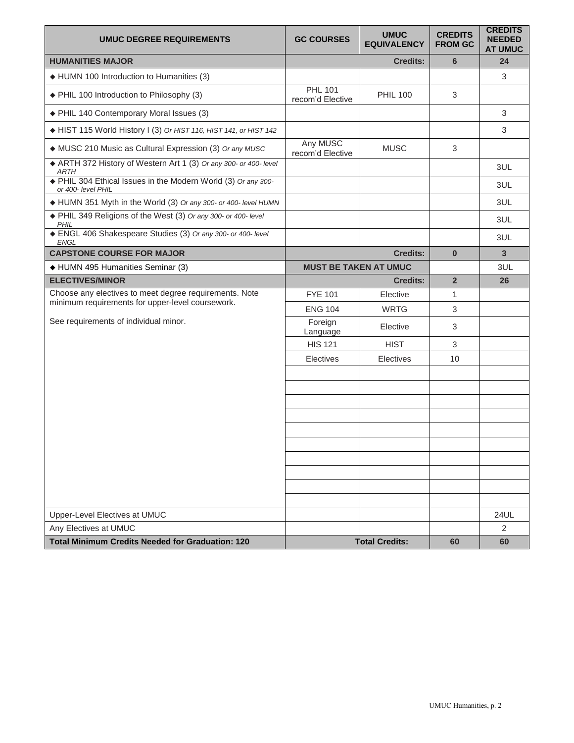| UMUC DEGREE REQUIREMENTS | GC COURSES | UMUC EQUIVALENCY | CREDITS FROM GC | CREDITS NEEDED AT UMUC |
|---|---|---|---|---|
| **HUMANITIES MAJOR** | | **Credits:** | **6** | **24** |
| ◆ HUMN 100 Introduction to Humanities (3) | | | | 3 |
| ◆ PHIL 100 Introduction to Philosophy (3) | PHL 101 recom'd Elective | PHIL 100 | 3 | |
| ◆ PHIL 140 Contemporary Moral Issues (3) | | | | 3 |
| ◆ HIST 115 World History I (3) *Or HIST 116, HIST 141, or HIST 142* | | | | 3 |
| ◆ MUSC 210 Music as Cultural Expression (3) *Or any MUSC* | Any MUSC recom'd Elective | MUSC | 3 | |
| ◆ ARTH 372 History of Western Art 1 (3) *Or any 300- or 400- level ARTH* | | | | 3UL |
| ◆ PHIL 304 Ethical Issues in the Modern World (3) *Or any 300- or 400- level PHIL* | | | | 3UL |
| ◆ HUMN 351 Myth in the World (3) *Or any 300- or 400- level HUMN* | | | | 3UL |
| ◆ PHIL 349 Religions of the West (3) *Or any 300- or 400- level PHIL* | | | | 3UL |
| ◆ ENGL 406 Shakespeare Studies (3) *Or any 300- or 400- level ENGL* | | | | 3UL |
| **CAPSTONE COURSE FOR MAJOR** | | **Credits:** | **0** | **3** |
| ◆ HUMN 495 Humanities Seminar (3) | **MUST BE TAKEN AT UMUC** | | | 3UL |
| **ELECTIVES/MINOR** | | **Credits:** | **2** | **26** |
| Choose any electives to meet degree requirements. Note minimum requirements for upper-level coursework. | FYE 101 | Elective | 1 | |
| | ENG 104 | WRTG | 3 | |
| See requirements of individual minor. | Foreign Language | Elective | 3 | |
| | HIS 121 | HIST | 3 | |
| | Electives | Electives | 10 | |
| Upper-Level Electives at UMUC | | | | 24UL |
| Any Electives at UMUC | | | | 2 |
| **Total Minimum Credits Needed for Graduation: 120** | | **Total Credits:** | **60** | **60** |